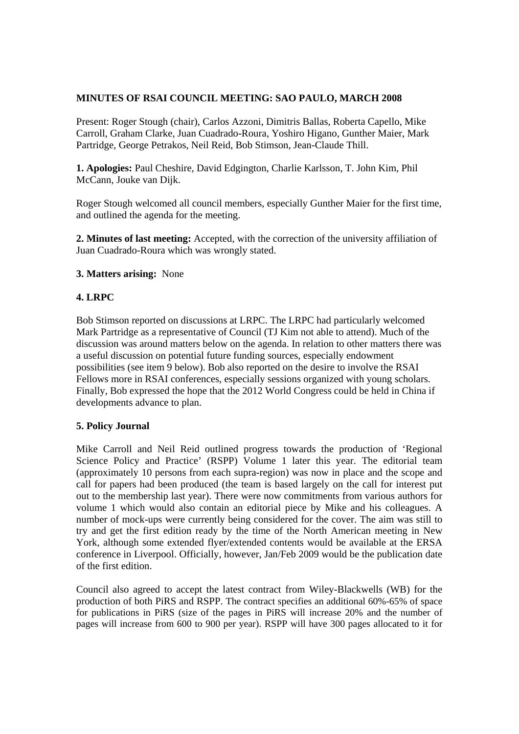**MINUTES OF RSAI COUNCIL MEETING: SAO PAULO, MARCH 2008**

Present: Roger Stough (chair), Carlos Azzoni, Dimitris Ballas, Roberta Capello, Mike Carroll, Graham Clarke, Juan Cuadrado-Roura, Yoshiro Higano, Gunther Maier, Mark Partridge, George Petrakos, Neil Reid, Bob Stimson, Jean-Claude Thill.

**1. Apologies:** Paul Cheshire, David Edgington, Charlie Karlsson, T. John Kim, Phil McCann, Jouke van Dijk.

Roger Stough welcomed all council members, especially Gunther Maier for the first time, and outlined the agenda for the meeting.

**2. Minutes of last meeting:** Accepted, with the correction of the university affiliation of Juan Cuadrado-Roura which was wrongly stated.

**3. Matters arising:** None

**4. LRPC**

Bob Stimson reported on discussions at LRPC. The LRPC had particularly welcomed Mark Partridge as a representative of Council (TJ Kim not able to attend). Much of the discussion was around matters below on the agenda. In relation to other matters there was a useful discussion on potential future funding sources, especially endowment possibilities (see item 9 below). Bob also reported on the desire to involve the RSAI Fellows more in RSAI conferences, especially sessions organized with young scholars. Finally, Bob expressed the hope that the 2012 World Congress could be held in China if developments advance to plan.

**5. Policy Journal**

Mike Carroll and Neil Reid outlined progress towards the production of 'Regional Science Policy and Practice' (RSPP) Volume 1 later this year. The editorial team (approximately 10 persons from each supra-region) was now in place and the scope and call for papers had been produced (the team is based largely on the call for interest put out to the membership last year). There were now commitments from various authors for volume 1 which would also contain an editorial piece by Mike and his colleagues. A number of mock-ups were currently being considered for the cover. The aim was still to try and get the first edition ready by the time of the North American meeting in New York, although some extended flyer/extended contents would be available at the ERSA conference in Liverpool. Officially, however, Jan/Feb 2009 would be the publication date of the first edition.

Council also agreed to accept the latest contract from Wiley-Blackwells (WB) for the production of both PiRS and RSPP. The contract specifies an additional 60%-65% of space for publications in PiRS (size of the pages in PiRS will increase 20% and the number of pages will increase from 600 to 900 per year). RSPP will have 300 pages allocated to it for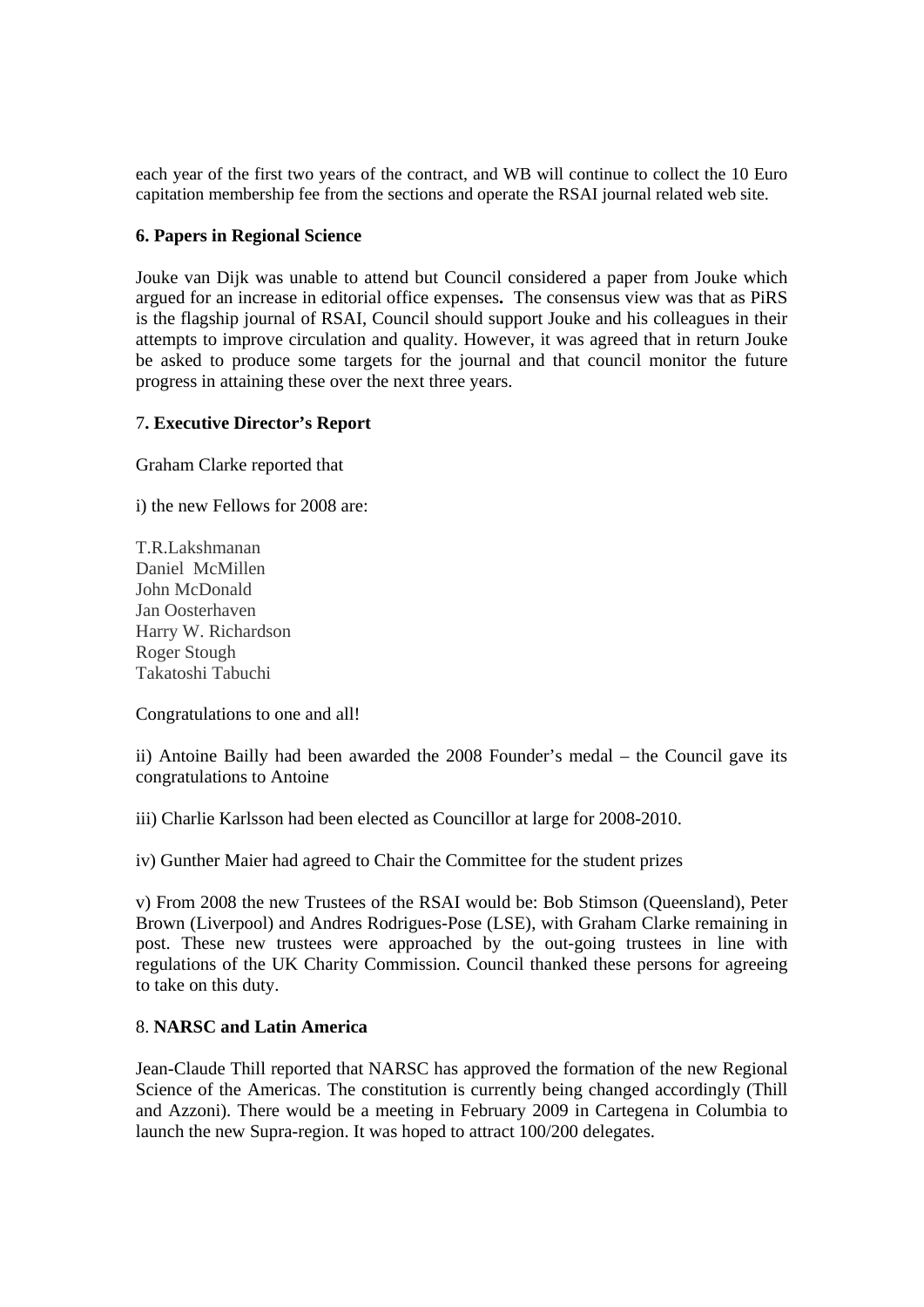each year of the first two years of the contract, and WB will continue to collect the 10 Euro capitation membership fee from the sections and operate the RSAI journal related web site.

**6. Papers in Regional Science**

Jouke van Dijk was unable to attend but Council considered a paper from Jouke which argued for an increase in editorial office expenses**.** The consensus view was that as PiRS is the flagship journal of RSAI, Council should support Jouke and his colleagues in their attempts to improve circulation and quality. However, it was agreed that in return Jouke be asked to produce some targets for the journal and that council monitor the future progress in attaining these over the next three years.

7**. Executive Director's Report**

Graham Clarke reported that

i) the new Fellows for 2008 are:

T.R.Lakshmanan  
Daniel McMillen  
John McDonald  
Jan Oosterhaven  
Harry W. Richardson  
Roger Stough  
Takatoshi Tabuchi

Congratulations to one and all!

ii) Antoine Bailly had been awarded the 2008 Founder's medal – the Council gave its congratulations to Antoine

iii) Charlie Karlsson had been elected as Councillor at large for 2008-2010.

iv) Gunther Maier had agreed to Chair the Committee for the student prizes

v) From 2008 the new Trustees of the RSAI would be: Bob Stimson (Queensland), Peter Brown (Liverpool) and Andres Rodrigues-Pose (LSE), with Graham Clarke remaining in post. These new trustees were approached by the out-going trustees in line with regulations of the UK Charity Commission. Council thanked these persons for agreeing to take on this duty.

8. **NARSC and Latin America**

Jean-Claude Thill reported that NARSC has approved the formation of the new Regional Science of the Americas. The constitution is currently being changed accordingly (Thill and Azzoni). There would be a meeting in February 2009 in Cartegena in Columbia to launch the new Supra-region. It was hoped to attract 100/200 delegates.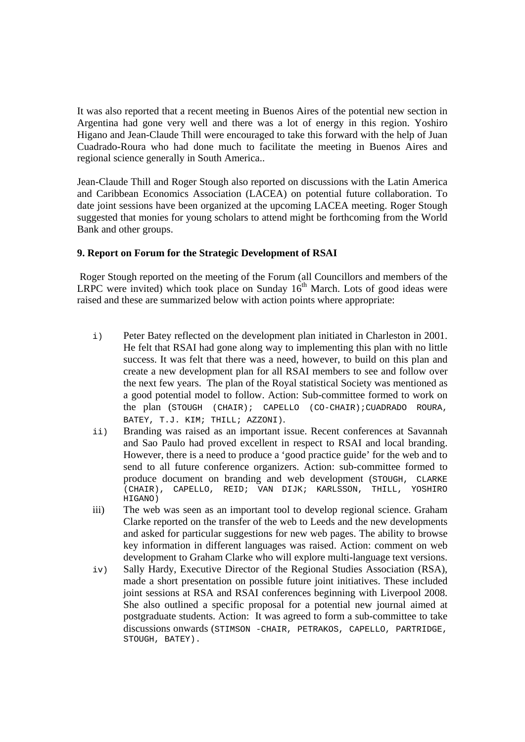It was also reported that a recent meeting in Buenos Aires of the potential new section in Argentina had gone very well and there was a lot of energy in this region. Yoshiro Higano and Jean-Claude Thill were encouraged to take this forward with the help of Juan Cuadrado-Roura who had done much to facilitate the meeting in Buenos Aires and regional science generally in South America..

Jean-Claude Thill and Roger Stough also reported on discussions with the Latin America and Caribbean Economics Association (LACEA) on potential future collaboration. To date joint sessions have been organized at the upcoming LACEA meeting. Roger Stough suggested that monies for young scholars to attend might be forthcoming from the World Bank and other groups.

**9. Report on Forum for the Strategic Development of RSAI**

Roger Stough reported on the meeting of the Forum (all Councillors and members of the LRPC were invited) which took place on Sunday 16th March. Lots of good ideas were raised and these are summarized below with action points where appropriate:

i) Peter Batey reflected on the development plan initiated in Charleston in 2001. He felt that RSAI had gone along way to implementing this plan with no little success. It was felt that there was a need, however, to build on this plan and create a new development plan for all RSAI members to see and follow over the next few years. The plan of the Royal statistical Society was mentioned as a good potential model to follow. Action: Sub-committee formed to work on the plan (STOUGH (CHAIR); CAPELLO (CO-CHAIR);CUADRADO ROURA, BATEY, T.J. KIM; THILL; AZZONI).

ii) Branding was raised as an important issue. Recent conferences at Savannah and Sao Paulo had proved excellent in respect to RSAI and local branding. However, there is a need to produce a 'good practice guide' for the web and to send to all future conference organizers. Action: sub-committee formed to produce document on branding and web development (STOUGH, CLARKE (CHAIR), CAPELLO, REID; VAN DIJK; KARLSSON, THILL, YOSHIRO HIGANO)

iii) The web was seen as an important tool to develop regional science. Graham Clarke reported on the transfer of the web to Leeds and the new developments and asked for particular suggestions for new web pages. The ability to browse key information in different languages was raised. Action: comment on web development to Graham Clarke who will explore multi-language text versions.

iv) Sally Hardy, Executive Director of the Regional Studies Association (RSA), made a short presentation on possible future joint initiatives. These included joint sessions at RSA and RSAI conferences beginning with Liverpool 2008. She also outlined a specific proposal for a potential new journal aimed at postgraduate students. Action: It was agreed to form a sub-committee to take discussions onwards (STIMSON -CHAIR, PETRAKOS, CAPELLO, PARTRIDGE, STOUGH, BATEY).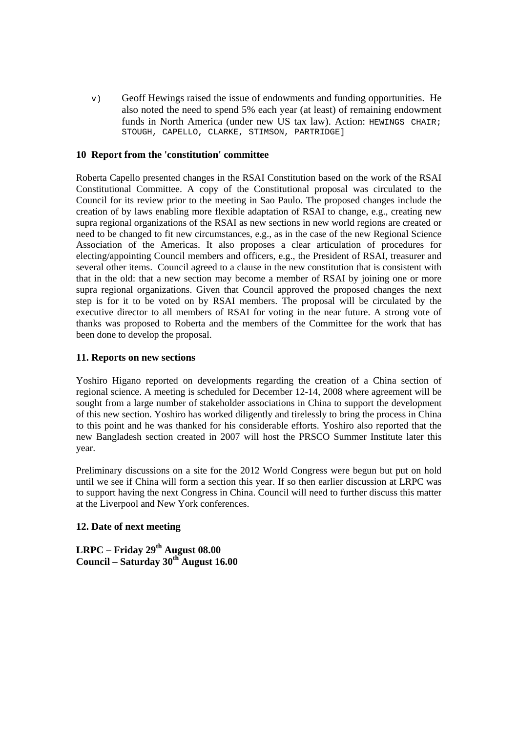v) Geoff Hewings raised the issue of endowments and funding opportunities. He also noted the need to spend 5% each year (at least) of remaining endowment funds in North America (under new US tax law). Action: HEWINGS CHAIR; STOUGH, CAPELLO, CLARKE, STIMSON, PARTRIDGE]

### 10 Report from the 'constitution' committee

Roberta Capello presented changes in the RSAI Constitution based on the work of the RSAI Constitutional Committee. A copy of the Constitutional proposal was circulated to the Council for its review prior to the meeting in Sao Paulo. The proposed changes include the creation of by laws enabling more flexible adaptation of RSAI to change, e.g., creating new supra regional organizations of the RSAI as new sections in new world regions are created or need to be changed to fit new circumstances, e.g., as in the case of the new Regional Science Association of the Americas. It also proposes a clear articulation of procedures for electing/appointing Council members and officers, e.g., the President of RSAI, treasurer and several other items. Council agreed to a clause in the new constitution that is consistent with that in the old: that a new section may become a member of RSAI by joining one or more supra regional organizations. Given that Council approved the proposed changes the next step is for it to be voted on by RSAI members. The proposal will be circulated by the executive director to all members of RSAI for voting in the near future. A strong vote of thanks was proposed to Roberta and the members of the Committee for the work that has been done to develop the proposal.

### 11. Reports on new sections

Yoshiro Higano reported on developments regarding the creation of a China section of regional science. A meeting is scheduled for December 12-14, 2008 where agreement will be sought from a large number of stakeholder associations in China to support the development of this new section. Yoshiro has worked diligently and tirelessly to bring the process in China to this point and he was thanked for his considerable efforts. Yoshiro also reported that the new Bangladesh section created in 2007 will host the PRSCO Summer Institute later this year.

Preliminary discussions on a site for the 2012 World Congress were begun but put on hold until we see if China will form a section this year. If so then earlier discussion at LRPC was to support having the next Congress in China. Council will need to further discuss this matter at the Liverpool and New York conferences.

### 12. Date of next meeting

**LRPC – Friday 29th August 08.00**
**Council – Saturday 30th August 16.00**